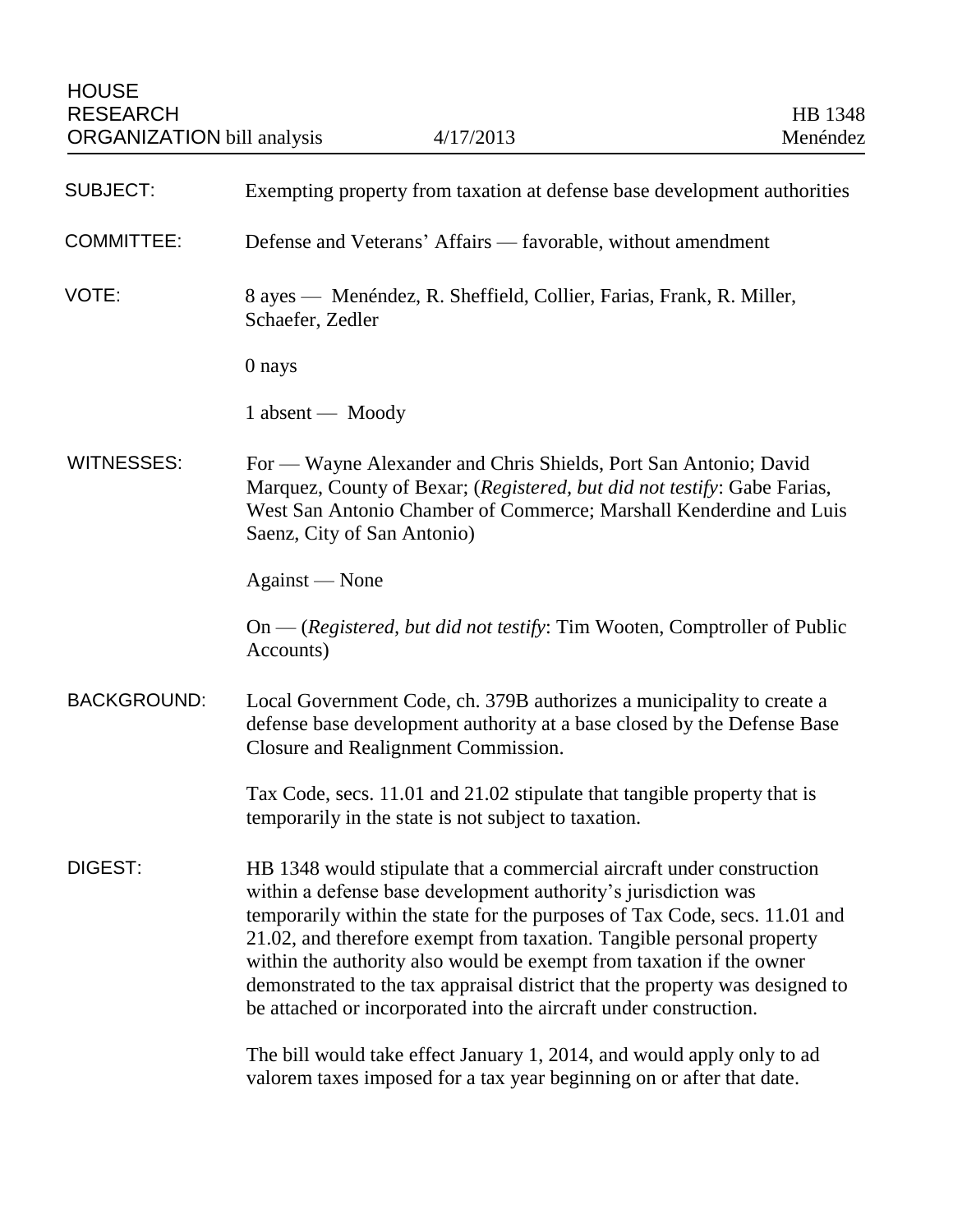HOUSE RESEARCH ORGANIZATION bill analysis — 4/17/2013 — HB 1348 Menéndez

**SUBJECT:** Exempting property from taxation at defense base development authorities

**COMMITTEE:** Defense and Veterans' Affairs — favorable, without amendment

**VOTE:** 8 ayes — Menéndez, R. Sheffield, Collier, Farias, Frank, R. Miller, Schaefer, Zedler

0 nays

1 absent — Moody

**WITNESSES:** For — Wayne Alexander and Chris Shields, Port San Antonio; David Marquez, County of Bexar; (*Registered, but did not testify*: Gabe Farias, West San Antonio Chamber of Commerce; Marshall Kenderdine and Luis Saenz, City of San Antonio)

Against — None

On — (*Registered, but did not testify*: Tim Wooten, Comptroller of Public Accounts)

**BACKGROUND:** Local Government Code, ch. 379B authorizes a municipality to create a defense base development authority at a base closed by the Defense Base Closure and Realignment Commission.

Tax Code, secs. 11.01 and 21.02 stipulate that tangible property that is temporarily in the state is not subject to taxation.

**DIGEST:** HB 1348 would stipulate that a commercial aircraft under construction within a defense base development authority's jurisdiction was temporarily within the state for the purposes of Tax Code, secs. 11.01 and 21.02, and therefore exempt from taxation. Tangible personal property within the authority also would be exempt from taxation if the owner demonstrated to the tax appraisal district that the property was designed to be attached or incorporated into the aircraft under construction.

The bill would take effect January 1, 2014, and would apply only to ad valorem taxes imposed for a tax year beginning on or after that date.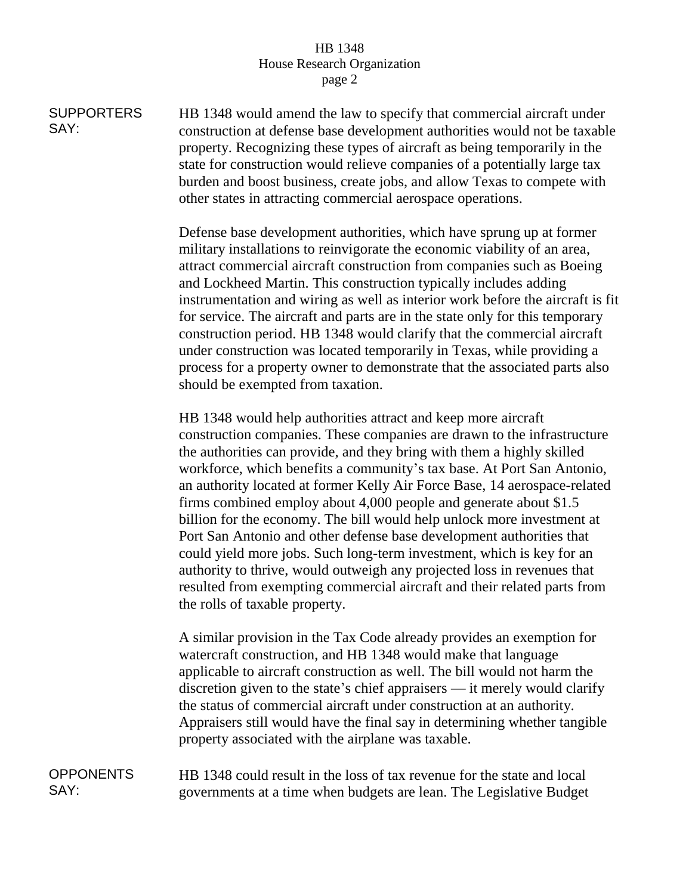**SUPPORTERS SAY:**

HB 1348 would amend the law to specify that commercial aircraft under construction at defense base development authorities would not be taxable property. Recognizing these types of aircraft as being temporarily in the state for construction would relieve companies of a potentially large tax burden and boost business, create jobs, and allow Texas to compete with other states in attracting commercial aerospace operations.

Defense base development authorities, which have sprung up at former military installations to reinvigorate the economic viability of an area, attract commercial aircraft construction from companies such as Boeing and Lockheed Martin. This construction typically includes adding instrumentation and wiring as well as interior work before the aircraft is fit for service. The aircraft and parts are in the state only for this temporary construction period. HB 1348 would clarify that the commercial aircraft under construction was located temporarily in Texas, while providing a process for a property owner to demonstrate that the associated parts also should be exempted from taxation.

HB 1348 would help authorities attract and keep more aircraft construction companies. These companies are drawn to the infrastructure the authorities can provide, and they bring with them a highly skilled workforce, which benefits a community's tax base. At Port San Antonio, an authority located at former Kelly Air Force Base, 14 aerospace-related firms combined employ about 4,000 people and generate about $1.5 billion for the economy. The bill would help unlock more investment at Port San Antonio and other defense base development authorities that could yield more jobs. Such long-term investment, which is key for an authority to thrive, would outweigh any projected loss in revenues that resulted from exempting commercial aircraft and their related parts from the rolls of taxable property.

A similar provision in the Tax Code already provides an exemption for watercraft construction, and HB 1348 would make that language applicable to aircraft construction as well. The bill would not harm the discretion given to the state's chief appraisers — it merely would clarify the status of commercial aircraft under construction at an authority. Appraisers still would have the final say in determining whether tangible property associated with the airplane was taxable.

**OPPONENTS SAY:**

HB 1348 could result in the loss of tax revenue for the state and local governments at a time when budgets are lean. The Legislative Budget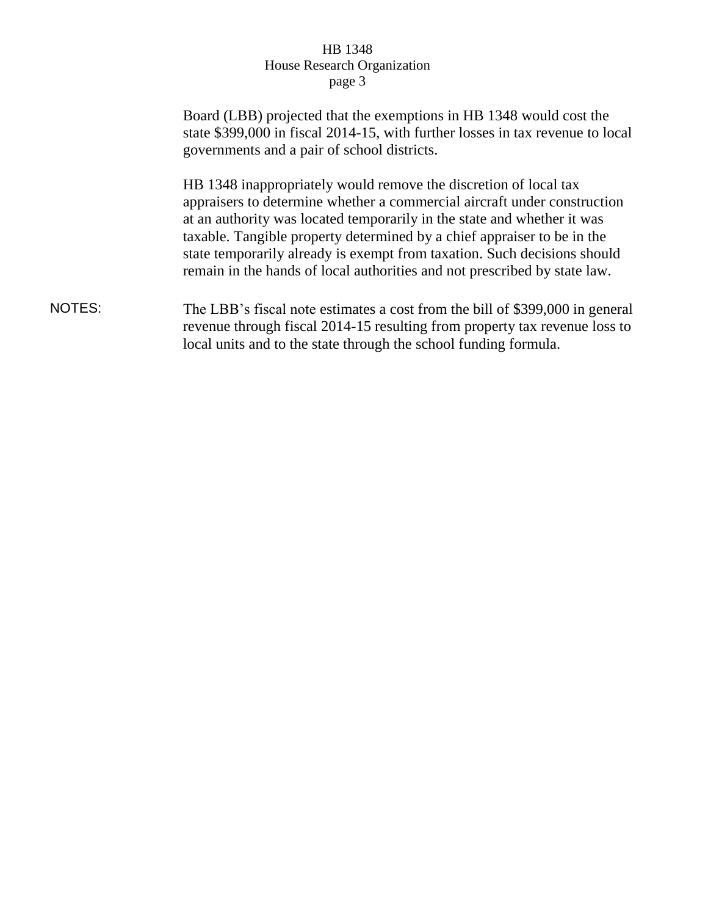Board (LBB) projected that the exemptions in HB 1348 would cost the state $399,000 in fiscal 2014-15, with further losses in tax revenue to local governments and a pair of school districts.

HB 1348 inappropriately would remove the discretion of local tax appraisers to determine whether a commercial aircraft under construction at an authority was located temporarily in the state and whether it was taxable. Tangible property determined by a chief appraiser to be in the state temporarily already is exempt from taxation. Such decisions should remain in the hands of local authorities and not prescribed by state law.

NOTES: The LBB's fiscal note estimates a cost from the bill of $399,000 in general revenue through fiscal 2014-15 resulting from property tax revenue loss to local units and to the state through the school funding formula.